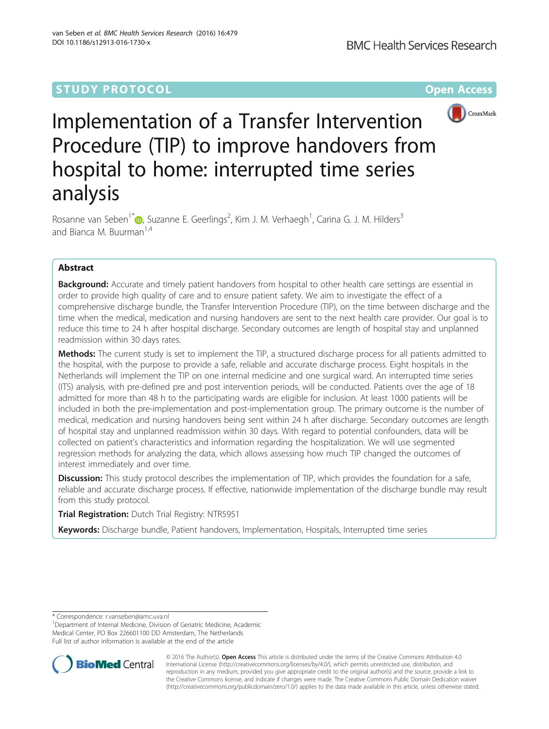STUDY PROTOCOL

Open Access

# Implementation of a Transfer Intervention Procedure (TIP) to improve handovers from hospital to home: interrupted time series analysis

Rosanne van Seben[1*], Suzanne E. Geerlings[2], Kim J. M. Verhaegh[1], Carina G. J. M. Hilders[3] and Bianca M. Buurman[1,4]

## Abstract

**Background:** Accurate and timely patient handovers from hospital to other health care settings are essential in order to provide high quality of care and to ensure patient safety. We aim to investigate the effect of a comprehensive discharge bundle, the Transfer Intervention Procedure (TIP), on the time between discharge and the time when the medical, medication and nursing handovers are sent to the next health care provider. Our goal is to reduce this time to 24 h after hospital discharge. Secondary outcomes are length of hospital stay and unplanned readmission within 30 days rates.

**Methods:** The current study is set to implement the TIP, a structured discharge process for all patients admitted to the hospital, with the purpose to provide a safe, reliable and accurate discharge process. Eight hospitals in the Netherlands will implement the TIP on one internal medicine and one surgical ward. An interrupted time series (ITS) analysis, with pre-defined pre and post intervention periods, will be conducted. Patients over the age of 18 admitted for more than 48 h to the participating wards are eligible for inclusion. At least 1000 patients will be included in both the pre-implementation and post-implementation group. The primary outcome is the number of medical, medication and nursing handovers being sent within 24 h after discharge. Secondary outcomes are length of hospital stay and unplanned readmission within 30 days. With regard to potential confounders, data will be collected on patient's characteristics and information regarding the hospitalization. We will use segmented regression methods for analyzing the data, which allows assessing how much TIP changed the outcomes of interest immediately and over time.

**Discussion:** This study protocol describes the implementation of TIP, which provides the foundation for a safe, reliable and accurate discharge process. If effective, nationwide implementation of the discharge bundle may result from this study protocol.

**Trial Registration:** Dutch Trial Registry: NTR5951

**Keywords:** Discharge bundle, Patient handovers, Implementation, Hospitals, Interrupted time series

---

\* Correspondence: r.vanseben@amc.uva.nl
[1]Department of Internal Medicine, Division of Geriatric Medicine, Academic Medical Center, PO Box 226601100 DD Amsterdam, The Netherlands
Full list of author information is available at the end of the article

© 2016 The Author(s). **Open Access** This article is distributed under the terms of the Creative Commons Attribution 4.0 International License (http://creativecommons.org/licenses/by/4.0/), which permits unrestricted use, distribution, and reproduction in any medium, provided you give appropriate credit to the original author(s) and the source, provide a link to the Creative Commons license, and indicate if changes were made. The Creative Commons Public Domain Dedication waiver (http://creativecommons.org/publicdomain/zero/1.0/) applies to the data made available in this article, unless otherwise stated.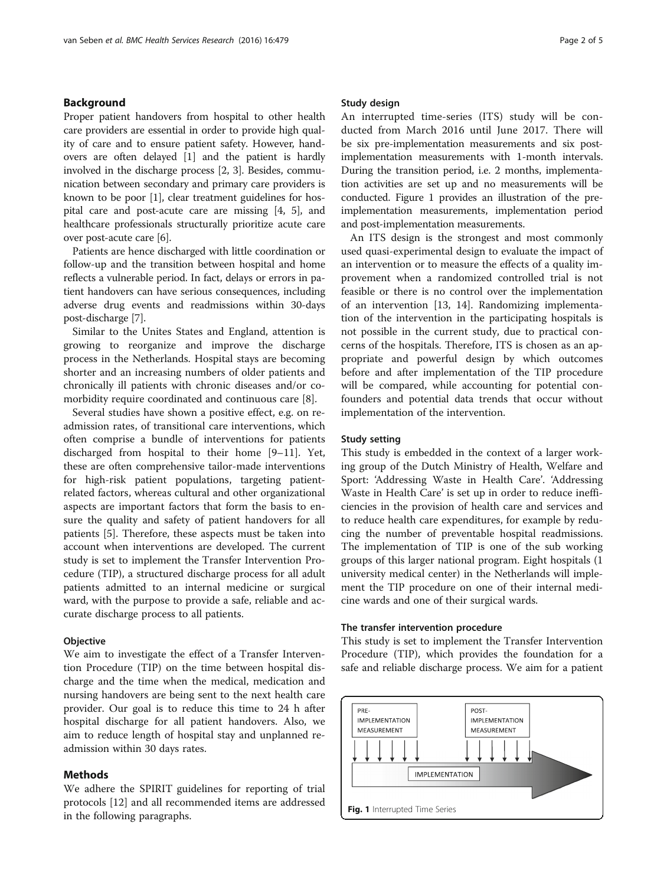## Background

Proper patient handovers from hospital to other health care providers are essential in order to provide high quality of care and to ensure patient safety. However, handovers are often delayed [1] and the patient is hardly involved in the discharge process [2, 3]. Besides, communication between secondary and primary care providers is known to be poor [1], clear treatment guidelines for hospital care and post-acute care are missing [4, 5], and healthcare professionals structurally prioritize acute care over post-acute care [6].

Patients are hence discharged with little coordination or follow-up and the transition between hospital and home reflects a vulnerable period. In fact, delays or errors in patient handovers can have serious consequences, including adverse drug events and readmissions within 30-days post-discharge [7].

Similar to the Unites States and England, attention is growing to reorganize and improve the discharge process in the Netherlands. Hospital stays are becoming shorter and an increasing numbers of older patients and chronically ill patients with chronic diseases and/or comorbidity require coordinated and continuous care [8].

Several studies have shown a positive effect, e.g. on readmission rates, of transitional care interventions, which often comprise a bundle of interventions for patients discharged from hospital to their home [9–11]. Yet, these are often comprehensive tailor-made interventions for high-risk patient populations, targeting patient-related factors, whereas cultural and other organizational aspects are important factors that form the basis to ensure the quality and safety of patient handovers for all patients [5]. Therefore, these aspects must be taken into account when interventions are developed. The current study is set to implement the Transfer Intervention Procedure (TIP), a structured discharge process for all adult patients admitted to an internal medicine or surgical ward, with the purpose to provide a safe, reliable and accurate discharge process to all patients.

### Objective

We aim to investigate the effect of a Transfer Intervention Procedure (TIP) on the time between hospital discharge and the time when the medical, medication and nursing handovers are being sent to the next health care provider. Our goal is to reduce this time to 24 h after hospital discharge for all patient handovers. Also, we aim to reduce length of hospital stay and unplanned readmission within 30 days rates.

## Methods

We adhere the SPIRIT guidelines for reporting of trial protocols [12] and all recommended items are addressed in the following paragraphs.

### Study design

An interrupted time-series (ITS) study will be conducted from March 2016 until June 2017. There will be six pre-implementation measurements and six post-implementation measurements with 1-month intervals. During the transition period, i.e. 2 months, implementation activities are set up and no measurements will be conducted. Figure 1 provides an illustration of the pre-implementation measurements, implementation period and post-implementation measurements.

An ITS design is the strongest and most commonly used quasi-experimental design to evaluate the impact of an intervention or to measure the effects of a quality improvement when a randomized controlled trial is not feasible or there is no control over the implementation of an intervention [13, 14]. Randomizing implementation of the intervention in the participating hospitals is not possible in the current study, due to practical concerns of the hospitals. Therefore, ITS is chosen as an appropriate and powerful design by which outcomes before and after implementation of the TIP procedure will be compared, while accounting for potential confounders and potential data trends that occur without implementation of the intervention.

### Study setting

This study is embedded in the context of a larger working group of the Dutch Ministry of Health, Welfare and Sport: 'Addressing Waste in Health Care'. 'Addressing Waste in Health Care' is set up in order to reduce inefficiencies in the provision of health care and services and to reduce health care expenditures, for example by reducing the number of preventable hospital readmissions. The implementation of TIP is one of the sub working groups of this larger national program. Eight hospitals (1 university medical center) in the Netherlands will implement the TIP procedure on one of their internal medicine wards and one of their surgical wards.

### The transfer intervention procedure

This study is set to implement the Transfer Intervention Procedure (TIP), which provides the foundation for a safe and reliable discharge process. We aim for a patient

PRE-IMPLEMENTATION MEASUREMENT | POST-IMPLEMENTATION MEASUREMENT | IMPLEMENTATION

**Fig. 1** Interrupted Time Series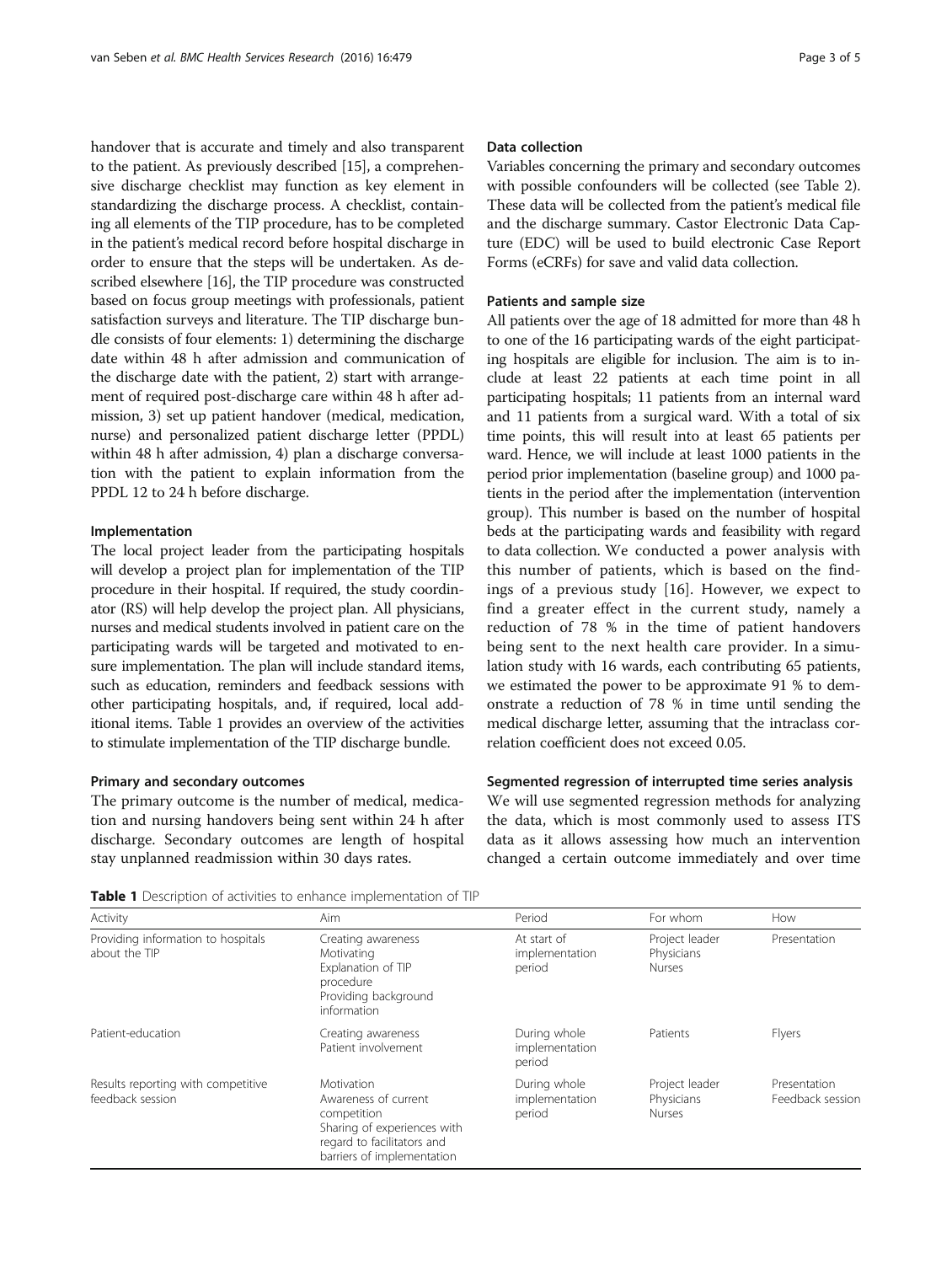handover that is accurate and timely and also transparent to the patient. As previously described [15], a comprehensive discharge checklist may function as key element in standardizing the discharge process. A checklist, containing all elements of the TIP procedure, has to be completed in the patient's medical record before hospital discharge in order to ensure that the steps will be undertaken. As described elsewhere [16], the TIP procedure was constructed based on focus group meetings with professionals, patient satisfaction surveys and literature. The TIP discharge bundle consists of four elements: 1) determining the discharge date within 48 h after admission and communication of the discharge date with the patient, 2) start with arrangement of required post-discharge care within 48 h after admission, 3) set up patient handover (medical, medication, nurse) and personalized patient discharge letter (PPDL) within 48 h after admission, 4) plan a discharge conversation with the patient to explain information from the PPDL 12 to 24 h before discharge.

#### Implementation

The local project leader from the participating hospitals will develop a project plan for implementation of the TIP procedure in their hospital. If required, the study coordinator (RS) will help develop the project plan. All physicians, nurses and medical students involved in patient care on the participating wards will be targeted and motivated to ensure implementation. The plan will include standard items, such as education, reminders and feedback sessions with other participating hospitals, and, if required, local additional items. Table 1 provides an overview of the activities to stimulate implementation of the TIP discharge bundle.

#### Primary and secondary outcomes

The primary outcome is the number of medical, medication and nursing handovers being sent within 24 h after discharge. Secondary outcomes are length of hospital stay unplanned readmission within 30 days rates.

#### Data collection

Variables concerning the primary and secondary outcomes with possible confounders will be collected (see Table 2). These data will be collected from the patient's medical file and the discharge summary. Castor Electronic Data Capture (EDC) will be used to build electronic Case Report Forms (eCRFs) for save and valid data collection.

#### Patients and sample size

All patients over the age of 18 admitted for more than 48 h to one of the 16 participating wards of the eight participating hospitals are eligible for inclusion. The aim is to include at least 22 patients at each time point in all participating hospitals; 11 patients from an internal ward and 11 patients from a surgical ward. With a total of six time points, this will result into at least 65 patients per ward. Hence, we will include at least 1000 patients in the period prior implementation (baseline group) and 1000 patients in the period after the implementation (intervention group). This number is based on the number of hospital beds at the participating wards and feasibility with regard to data collection. We conducted a power analysis with this number of patients, which is based on the findings of a previous study [16]. However, we expect to find a greater effect in the current study, namely a reduction of 78 % in the time of patient handovers being sent to the next health care provider. In a simulation study with 16 wards, each contributing 65 patients, we estimated the power to be approximate 91 % to demonstrate a reduction of 78 % in time until sending the medical discharge letter, assuming that the intraclass correlation coefficient does not exceed 0.05.

#### Segmented regression of interrupted time series analysis

We will use segmented regression methods for analyzing the data, which is most commonly used to assess ITS data as it allows assessing how much an intervention changed a certain outcome immediately and over time

**Table 1** Description of activities to enhance implementation of TIP

| Activity | Aim | Period | For whom | How |
|---|---|---|---|---|
| Providing information to hospitals about the TIP | Creating awareness<br>Motivating<br>Explanation of TIP procedure<br>Providing background information | At start of implementation period | Project leader<br>Physicians<br>Nurses | Presentation |
| Patient-education | Creating awareness<br>Patient involvement | During whole implementation period | Patients | Flyers |
| Results reporting with competitive feedback session | Motivation<br>Awareness of current competition<br>Sharing of experiences with regard to facilitators and barriers of implementation | During whole implementation period | Project leader<br>Physicians<br>Nurses | Presentation<br>Feedback session |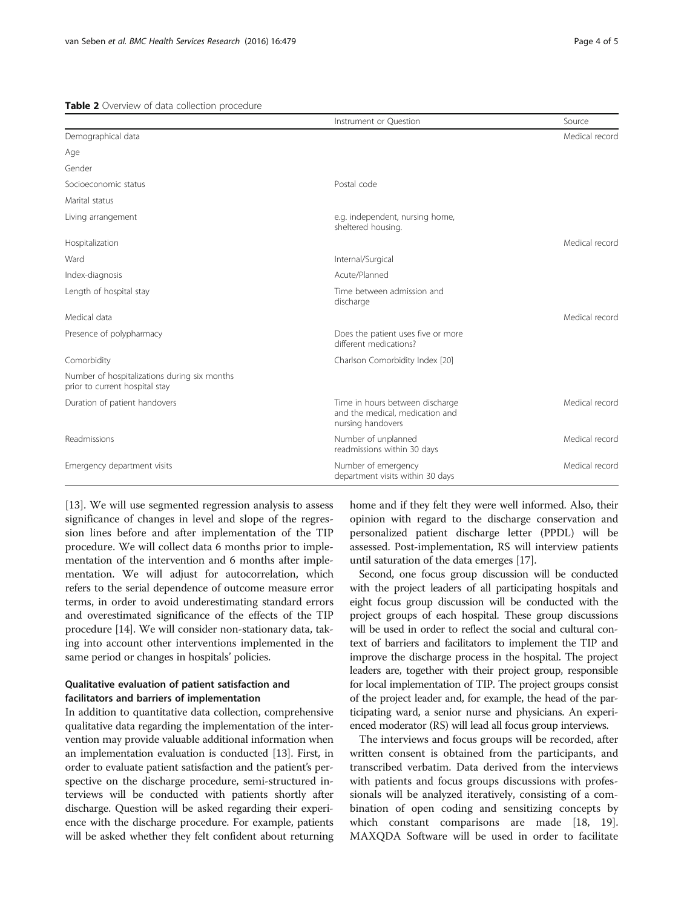**Table 2** Overview of data collection procedure

| | Instrument or Question | Source |
|---|---|---|
| Demographical data | | Medical record |
| Age | | |
| Gender | | |
| Socioeconomic status | Postal code | |
| Marital status | | |
| Living arrangement | e.g. independent, nursing home, sheltered housing. | |
| Hospitalization | | Medical record |
| Ward | Internal/Surgical | |
| Index-diagnosis | Acute/Planned | |
| Length of hospital stay | Time between admission and discharge | |
| Medical data | | Medical record |
| Presence of polypharmacy | Does the patient uses five or more different medications? | |
| Comorbidity | Charlson Comorbidity Index [20] | |
| Number of hospitalizations during six months prior to current hospital stay | | |
| Duration of patient handovers | Time in hours between discharge and the medical, medication and nursing handovers | Medical record |
| Readmissions | Number of unplanned readmissions within 30 days | Medical record |
| Emergency department visits | Number of emergency department visits within 30 days | Medical record |

[13]. We will use segmented regression analysis to assess significance of changes in level and slope of the regression lines before and after implementation of the TIP procedure. We will collect data 6 months prior to implementation of the intervention and 6 months after implementation. We will adjust for autocorrelation, which refers to the serial dependence of outcome measure error terms, in order to avoid underestimating standard errors and overestimated significance of the effects of the TIP procedure [14]. We will consider non-stationary data, taking into account other interventions implemented in the same period or changes in hospitals' policies.

### Qualitative evaluation of patient satisfaction and facilitators and barriers of implementation

In addition to quantitative data collection, comprehensive qualitative data regarding the implementation of the intervention may provide valuable additional information when an implementation evaluation is conducted [13]. First, in order to evaluate patient satisfaction and the patient's perspective on the discharge procedure, semi-structured interviews will be conducted with patients shortly after discharge. Question will be asked regarding their experience with the discharge procedure. For example, patients will be asked whether they felt confident about returning home and if they felt they were well informed. Also, their opinion with regard to the discharge conservation and personalized patient discharge letter (PPDL) will be assessed. Post-implementation, RS will interview patients until saturation of the data emerges [17].

Second, one focus group discussion will be conducted with the project leaders of all participating hospitals and eight focus group discussion will be conducted with the project groups of each hospital. These group discussions will be used in order to reflect the social and cultural context of barriers and facilitators to implement the TIP and improve the discharge process in the hospital. The project leaders are, together with their project group, responsible for local implementation of TIP. The project groups consist of the project leader and, for example, the head of the participating ward, a senior nurse and physicians. An experienced moderator (RS) will lead all focus group interviews.

The interviews and focus groups will be recorded, after written consent is obtained from the participants, and transcribed verbatim. Data derived from the interviews with patients and focus groups discussions with professionals will be analyzed iteratively, consisting of a combination of open coding and sensitizing concepts by which constant comparisons are made [18, 19]. MAXQDA Software will be used in order to facilitate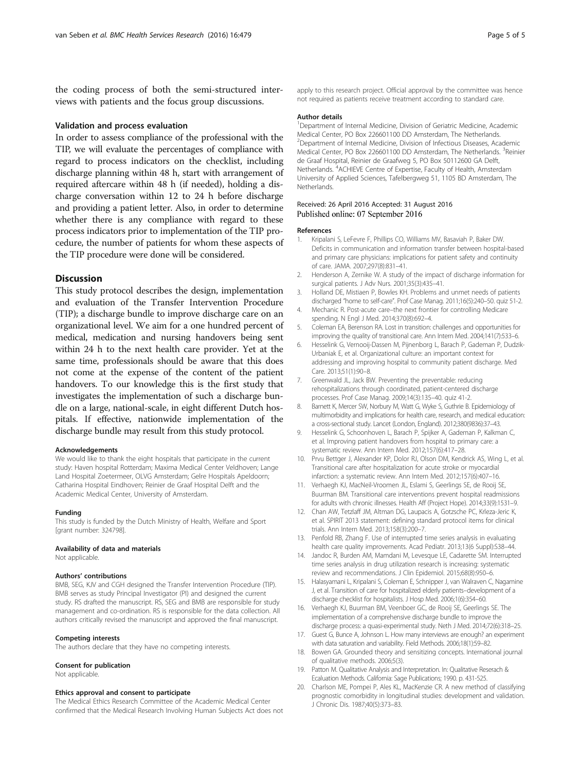the coding process of both the semi-structured interviews with patients and the focus group discussions.

### Validation and process evaluation

In order to assess compliance of the professional with the TIP, we will evaluate the percentages of compliance with regard to process indicators on the checklist, including discharge planning within 48 h, start with arrangement of required aftercare within 48 h (if needed), holding a discharge conversation within 12 to 24 h before discharge and providing a patient letter. Also, in order to determine whether there is any compliance with regard to these process indicators prior to implementation of the TIP procedure, the number of patients for whom these aspects of the TIP procedure were done will be considered.

## Discussion

This study protocol describes the design, implementation and evaluation of the Transfer Intervention Procedure (TIP); a discharge bundle to improve discharge care on an organizational level. We aim for a one hundred percent of medical, medication and nursing handovers being sent within 24 h to the next health care provider. Yet at the same time, professionals should be aware that this does not come at the expense of the content of the patient handovers. To our knowledge this is the first study that investigates the implementation of such a discharge bundle on a large, national-scale, in eight different Dutch hospitals. If effective, nationwide implementation of the discharge bundle may result from this study protocol.

#### Acknowledgements

We would like to thank the eight hospitals that participate in the current study: Haven hospital Rotterdam; Maxima Medical Center Veldhoven; Lange Land Hospital Zoetermeer, OLVG Amsterdam; Gelre Hospitals Apeldoorn; Catharina Hospital Eindhoven; Reinier de Graaf Hospital Delft and the Academic Medical Center, University of Amsterdam.

#### Funding

This study is funded by the Dutch Ministry of Health, Welfare and Sport [grant number: 324798].

#### Availability of data and materials

Not applicable.

#### Authors' contributions

BMB, SEG, KJV and CGH designed the Transfer Intervention Procedure (TIP). BMB serves as study Principal Investigator (PI) and designed the current study. RS drafted the manuscript. RS, SEG and BMB are responsible for study management and co-ordination. RS is responsible for the data collection. All authors critically revised the manuscript and approved the final manuscript.

#### Competing interests

The authors declare that they have no competing interests.

#### Consent for publication

Not applicable.

#### Ethics approval and consent to participate

The Medical Ethics Research Committee of the Academic Medical Center confirmed that the Medical Research Involving Human Subjects Act does not apply to this research project. Official approval by the committee was hence not required as patients receive treatment according to standard care.

#### Author details

[1]Department of Internal Medicine, Division of Geriatric Medicine, Academic Medical Center, PO Box 226601100 DD Amsterdam, The Netherlands. [2]Department of Internal Medicine, Division of Infectious Diseases, Academic Medical Center, PO Box 226601100 DD Amsterdam, The Netherlands. [3]Reinier de Graaf Hospital, Reinier de Graafweg 5, PO Box 50112600 GA Delft, Netherlands. [4]ACHIEVE Centre of Expertise, Faculty of Health, Amsterdam University of Applied Sciences, Tafelbergweg 51, 1105 BD Amsterdam, The Netherlands.

Received: 26 April 2016 Accepted: 31 August 2016
Published online: 07 September 2016

#### References

1. Kripalani S, LeFevre F, Phillips CO, Williams MV, Basaviah P, Baker DW. Deficits in communication and information transfer between hospital-based and primary care physicians: implications for patient safety and continuity of care. JAMA. 2007;297(8):831–41.
2. Henderson A, Zernike W. A study of the impact of discharge information for surgical patients. J Adv Nurs. 2001;35(3):435–41.
3. Holland DE, Mistiaen P, Bowles KH. Problems and unmet needs of patients discharged "home to self-care". Prof Case Manag. 2011;16(5):240–50. quiz 51-2.
4. Mechanic R. Post-acute care–the next frontier for controlling Medicare spending. N Engl J Med. 2014;370(8):692–4.
5. Coleman EA, Berenson RA. Lost in transition: challenges and opportunities for improving the quality of transitional care. Ann Intern Med. 2004;141(7):533–6.
6. Hesselink G, Vernooij-Dassen M, Pijnenborg L, Barach P, Gademan P, Dudzik-Urbaniak E, et al. Organizational culture: an important context for addressing and improving hospital to community patient discharge. Med Care. 2013;51(1):90–8.
7. Greenwald JL, Jack BW. Preventing the preventable: reducing rehospitalizations through coordinated, patient-centered discharge processes. Prof Case Manag. 2009;14(3):135–40. quiz 41-2.
8. Barnett K, Mercer SW, Norbury M, Watt G, Wyke S, Guthrie B. Epidemiology of multimorbidity and implications for health care, research, and medical education: a cross-sectional study. Lancet (London, England). 2012;380(9836):37–43.
9. Hesselink G, Schoonhoven L, Barach P, Spijker A, Gademan P, Kalkman C, et al. Improving patient handovers from hospital to primary care: a systematic review. Ann Intern Med. 2012;157(6):417–28.
10. Prvu Bettger J, Alexander KP, Dolor RJ, Olson DM, Kendrick AS, Wing L, et al. Transitional care after hospitalization for acute stroke or myocardial infarction: a systematic review. Ann Intern Med. 2012;157(6):407–16.
11. Verhaegh KJ, MacNeil-Vroomen JL, Eslami S, Geerlings SE, de Rooij SE, Buurman BM. Transitional care interventions prevent hospital readmissions for adults with chronic illnesses. Health Aff (Project Hope). 2014;33(9):1531–9.
12. Chan AW, Tetzlaff JM, Altman DG, Laupacis A, Gotzsche PC, Krleza-Jeric K, et al. SPIRIT 2013 statement: defining standard protocol items for clinical trials. Ann Intern Med. 2013;158(3):200–7.
13. Penfold RB, Zhang F. Use of interrupted time series analysis in evaluating health care quality improvements. Acad Pediatr. 2013;13(6 Suppl):S38–44.
14. Jandoc R, Burden AM, Mamdani M, Levesque LE, Cadarette SM. Interrupted time series analysis in drug utilization research is increasing: systematic review and recommendations. J Clin Epidemiol. 2015;68(8):950–6.
15. Halasyamani L, Kripalani S, Coleman E, Schnipper J, van Walraven C, Nagamine J, et al. Transition of care for hospitalized elderly patients–development of a discharge checklist for hospitalists. J Hosp Med. 2006;1(6):354–60.
16. Verhaegh KJ, Buurman BM, Veenboer GC, de Rooij SE, Geerlings SE. The implementation of a comprehensive discharge bundle to improve the discharge process: a quasi-experimental study. Neth J Med. 2014;72(6):318–25.
17. Guest G, Bunce A, Johnson L. How many interviews are enough? an experiment with data saturation and variability. Field Methods. 2006;18(1):59–82.
18. Bowen GA. Grounded theory and sensitizing concepts. International journal of qualitative methods. 2006;5(3).
19. Patton M. Qualitative Analysis and Interpretation. In: Qualitative Reserach & Ecaluation Methods. California: Sage Publications; 1990. p. 431-525.
20. Charlson ME, Pompei P, Ales KL, MacKenzie CR. A new method of classifying prognostic comorbidity in longitudinal studies: development and validation. J Chronic Dis. 1987;40(5):373–83.